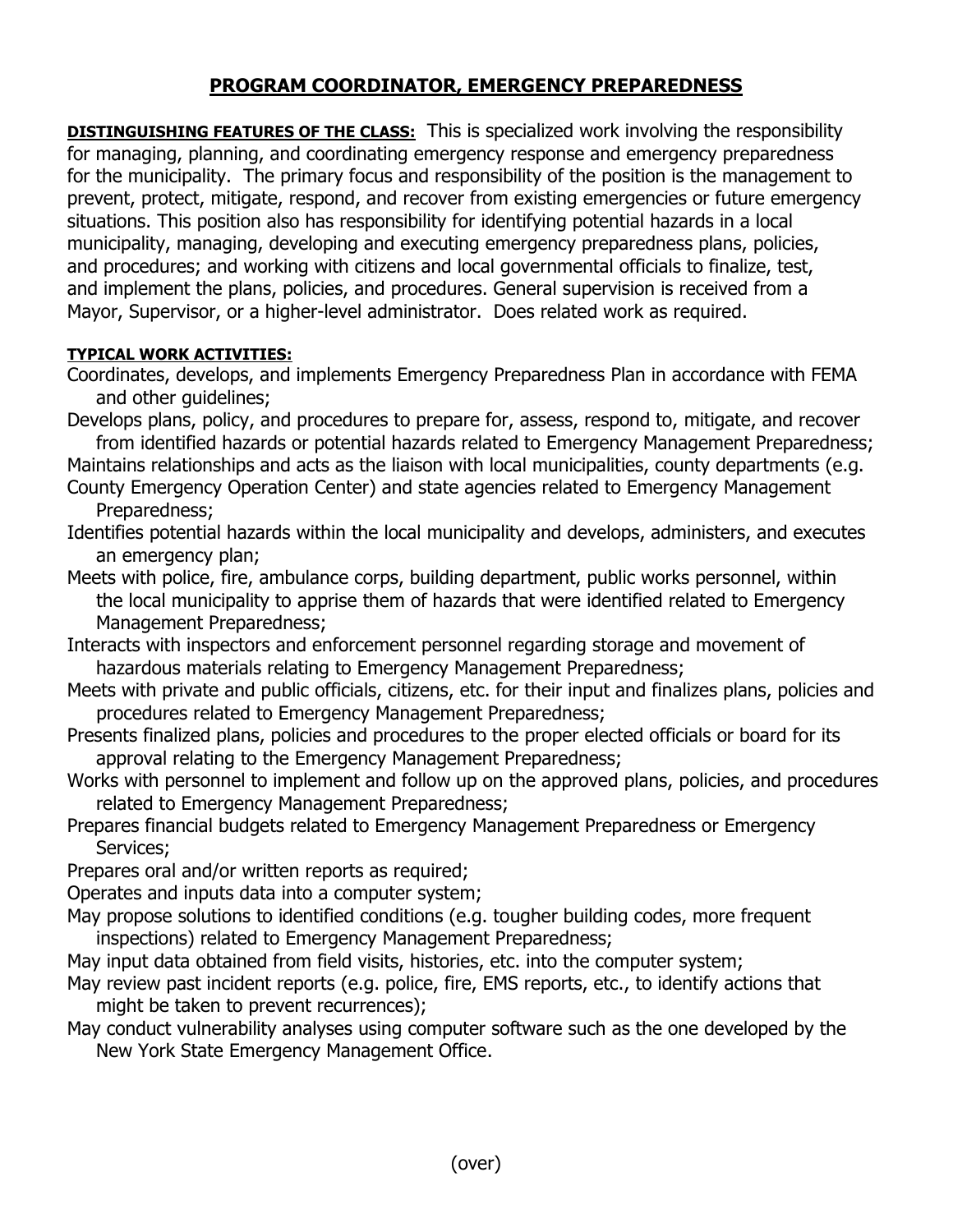# PROGRAM COORDINATOR, EMERGENCY PREPAREDNESS

**DISTINGUISHING FEATURES OF THE CLASS:** This is specialized work involving the responsibility for managing, planning, and coordinating emergency response and emergency preparedness for the municipality. The primary focus and responsibility of the position is the management to prevent, protect, mitigate, respond, and recover from existing emergencies or future emergency situations. This position also has responsibility for identifying potential hazards in a local municipality, managing, developing and executing emergency preparedness plans, policies, and procedures; and working with citizens and local governmental officials to finalize, test, and implement the plans, policies, and procedures. General supervision is received from a Mayor, Supervisor, or a higher-level administrator. Does related work as required.

**TYPICAL WORK ACTIVITIES:**

Coordinates, develops, and implements Emergency Preparedness Plan in accordance with FEMA and other guidelines;

Develops plans, policy, and procedures to prepare for, assess, respond to, mitigate, and recover from identified hazards or potential hazards related to Emergency Management Preparedness;

Maintains relationships and acts as the liaison with local municipalities, county departments (e.g. County Emergency Operation Center) and state agencies related to Emergency Management Preparedness;

Identifies potential hazards within the local municipality and develops, administers, and executes an emergency plan;

Meets with police, fire, ambulance corps, building department, public works personnel, within the local municipality to apprise them of hazards that were identified related to Emergency Management Preparedness;

Interacts with inspectors and enforcement personnel regarding storage and movement of hazardous materials relating to Emergency Management Preparedness;

Meets with private and public officials, citizens, etc. for their input and finalizes plans, policies and procedures related to Emergency Management Preparedness;

Presents finalized plans, policies and procedures to the proper elected officials or board for its approval relating to the Emergency Management Preparedness;

Works with personnel to implement and follow up on the approved plans, policies, and procedures related to Emergency Management Preparedness;

Prepares financial budgets related to Emergency Management Preparedness or Emergency Services;

Prepares oral and/or written reports as required;

Operates and inputs data into a computer system;

May propose solutions to identified conditions (e.g. tougher building codes, more frequent inspections) related to Emergency Management Preparedness;

May input data obtained from field visits, histories, etc. into the computer system;

May review past incident reports (e.g. police, fire, EMS reports, etc., to identify actions that might be taken to prevent recurrences);

May conduct vulnerability analyses using computer software such as the one developed by the New York State Emergency Management Office.

(over)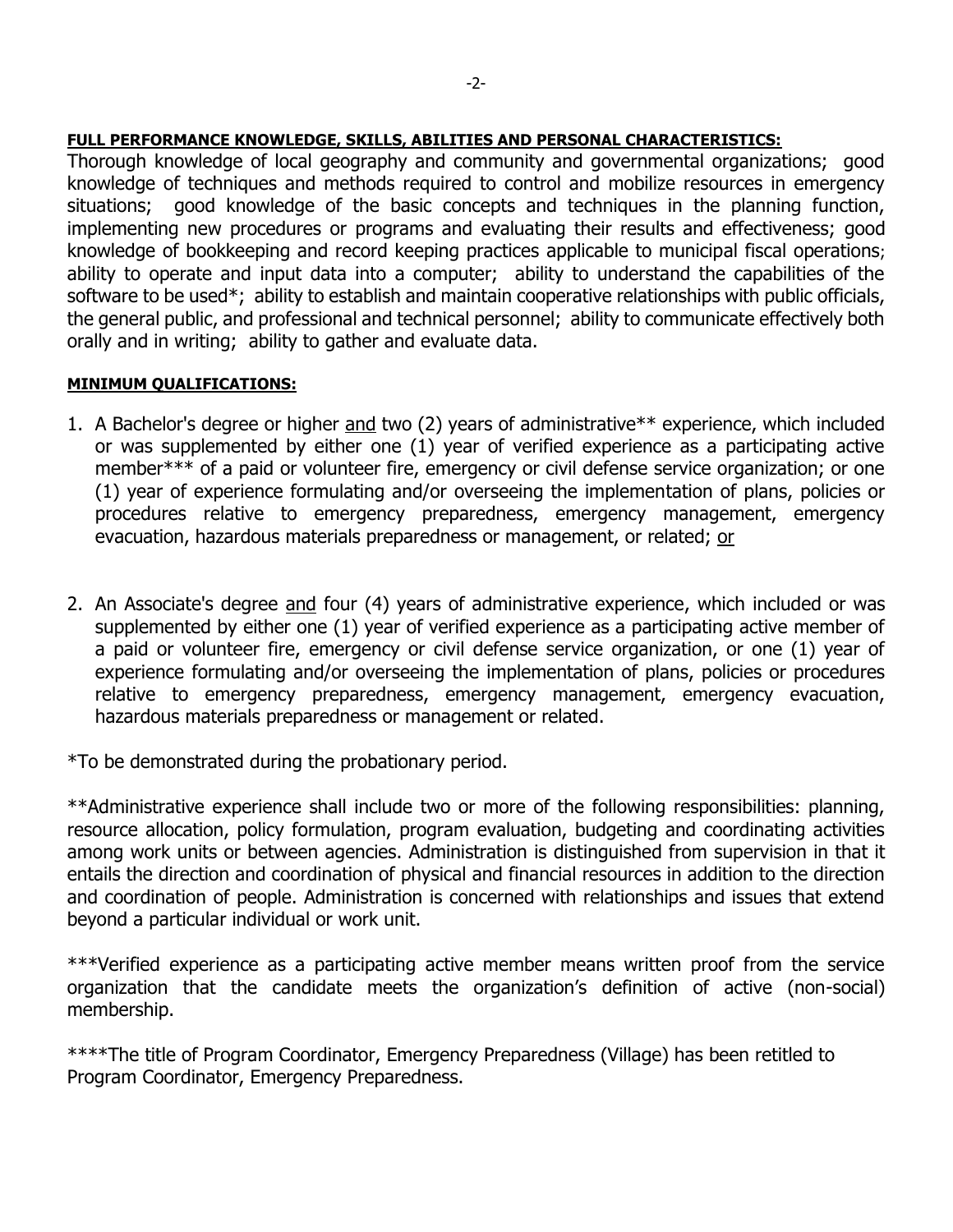**FULL PERFORMANCE KNOWLEDGE, SKILLS, ABILITIES AND PERSONAL CHARACTERISTICS:**

Thorough knowledge of local geography and community and governmental organizations; good knowledge of techniques and methods required to control and mobilize resources in emergency situations; good knowledge of the basic concepts and techniques in the planning function, implementing new procedures or programs and evaluating their results and effectiveness; good knowledge of bookkeeping and record keeping practices applicable to municipal fiscal operations; ability to operate and input data into a computer; ability to understand the capabilities of the software to be used*; ability to establish and maintain cooperative relationships with public officials, the general public, and professional and technical personnel; ability to communicate effectively both orally and in writing; ability to gather and evaluate data.

**MINIMUM QUALIFICATIONS:**

1. A Bachelor's degree or higher <u>and</u> two (2) years of administrative** experience, which included or was supplemented by either one (1) year of verified experience as a participating active member*** of a paid or volunteer fire, emergency or civil defense service organization; or one (1) year of experience formulating and/or overseeing the implementation of plans, policies or procedures relative to emergency preparedness, emergency management, emergency evacuation, hazardous materials preparedness or management, or related; <u>or</u>

2. An Associate's degree <u>and</u> four (4) years of administrative experience, which included or was supplemented by either one (1) year of verified experience as a participating active member of a paid or volunteer fire, emergency or civil defense service organization, or one (1) year of experience formulating and/or overseeing the implementation of plans, policies or procedures relative to emergency preparedness, emergency management, emergency evacuation, hazardous materials preparedness or management or related.

*To be demonstrated during the probationary period.

**Administrative experience shall include two or more of the following responsibilities: planning, resource allocation, policy formulation, program evaluation, budgeting and coordinating activities among work units or between agencies. Administration is distinguished from supervision in that it entails the direction and coordination of physical and financial resources in addition to the direction and coordination of people. Administration is concerned with relationships and issues that extend beyond a particular individual or work unit.

***Verified experience as a participating active member means written proof from the service organization that the candidate meets the organization's definition of active (non-social) membership.

****The title of Program Coordinator, Emergency Preparedness (Village) has been retitled to Program Coordinator, Emergency Preparedness.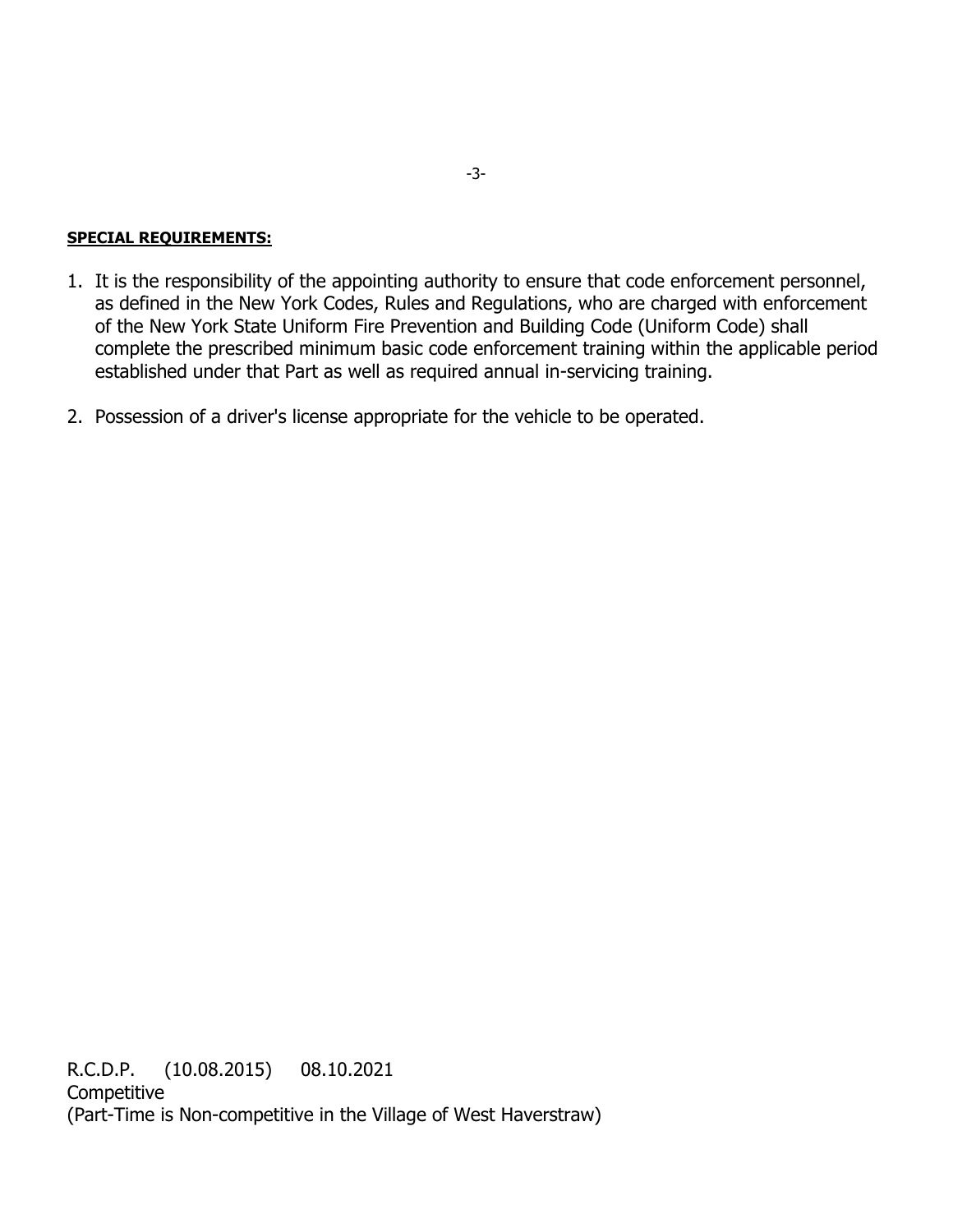**SPECIAL REQUIREMENTS:**

1. It is the responsibility of the appointing authority to ensure that code enforcement personnel, as defined in the New York Codes, Rules and Regulations, who are charged with enforcement of the New York State Uniform Fire Prevention and Building Code (Uniform Code) shall complete the prescribed minimum basic code enforcement training within the applicable period established under that Part as well as required annual in-servicing training.

2. Possession of a driver's license appropriate for the vehicle to be operated.

R.C.D.P. (10.08.2015) 08.10.2021
Competitive
(Part-Time is Non-competitive in the Village of West Haverstraw)